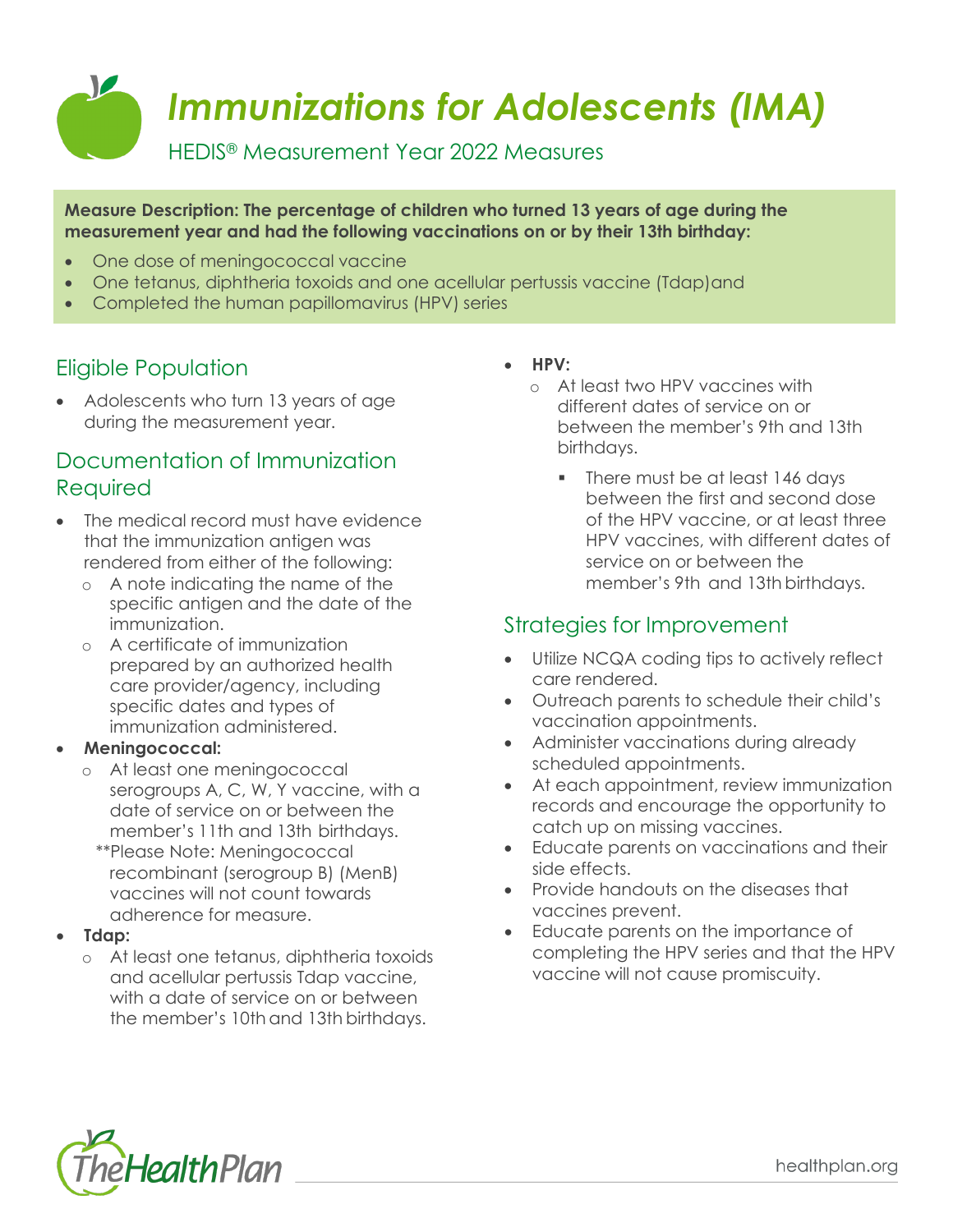# *Immunizations for Adolescents (IMA)*

HEDIS® Measurement Year 2022 Measures

**Measure Description: The percentage of children who turned 13 years of age during the measurement year and had the following vaccinations on or by their 13th birthday:**

- One dose of meningococcal vaccine
- One tetanus, diphtheria toxoids and one acellular pertussis vaccine (Tdap)and
- Completed the human papillomavirus (HPV) series

## Eligible Population

- Adolescents who turn 13 years of age during the measurement year.

## Documentation of Immunization Required

- The medical record must have evidence that the immunization antigen was rendered from either of the following:
  - A note indicating the name of the specific antigen and the date of the immunization.
  - A certificate of immunization prepared by an authorized health care provider/agency, including specific dates and types of immunization administered.
- **Meningococcal:**
  - At least one meningococcal serogroups A, C, W, Y vaccine, with a date of service on or between the member's 11th and 13th birthdays.

    **Please Note: Meningococcal recombinant (serogroup B) (MenB) vaccines will not count towards adherence for measure.
- **Tdap:**
  - At least one tetanus, diphtheria toxoids and acellular pertussis Tdap vaccine, with a date of service on or between the member's 10th and 13th birthdays.
- **HPV:**
  - At least two HPV vaccines with different dates of service on or between the member's 9th and 13th birthdays.
    - There must be at least 146 days between the first and second dose of the HPV vaccine, or at least three HPV vaccines, with different dates of service on or between the member's 9th and 13th birthdays.

## Strategies for Improvement

- Utilize NCQA coding tips to actively reflect care rendered.
- Outreach parents to schedule their child's vaccination appointments.
- Administer vaccinations during already scheduled appointments.
- At each appointment, review immunization records and encourage the opportunity to catch up on missing vaccines.
- Educate parents on vaccinations and their side effects.
- Provide handouts on the diseases that vaccines prevent.
- Educate parents on the importance of completing the HPV series and that the HPV vaccine will not cause promiscuity.

TheHealthPlan

healthplan.org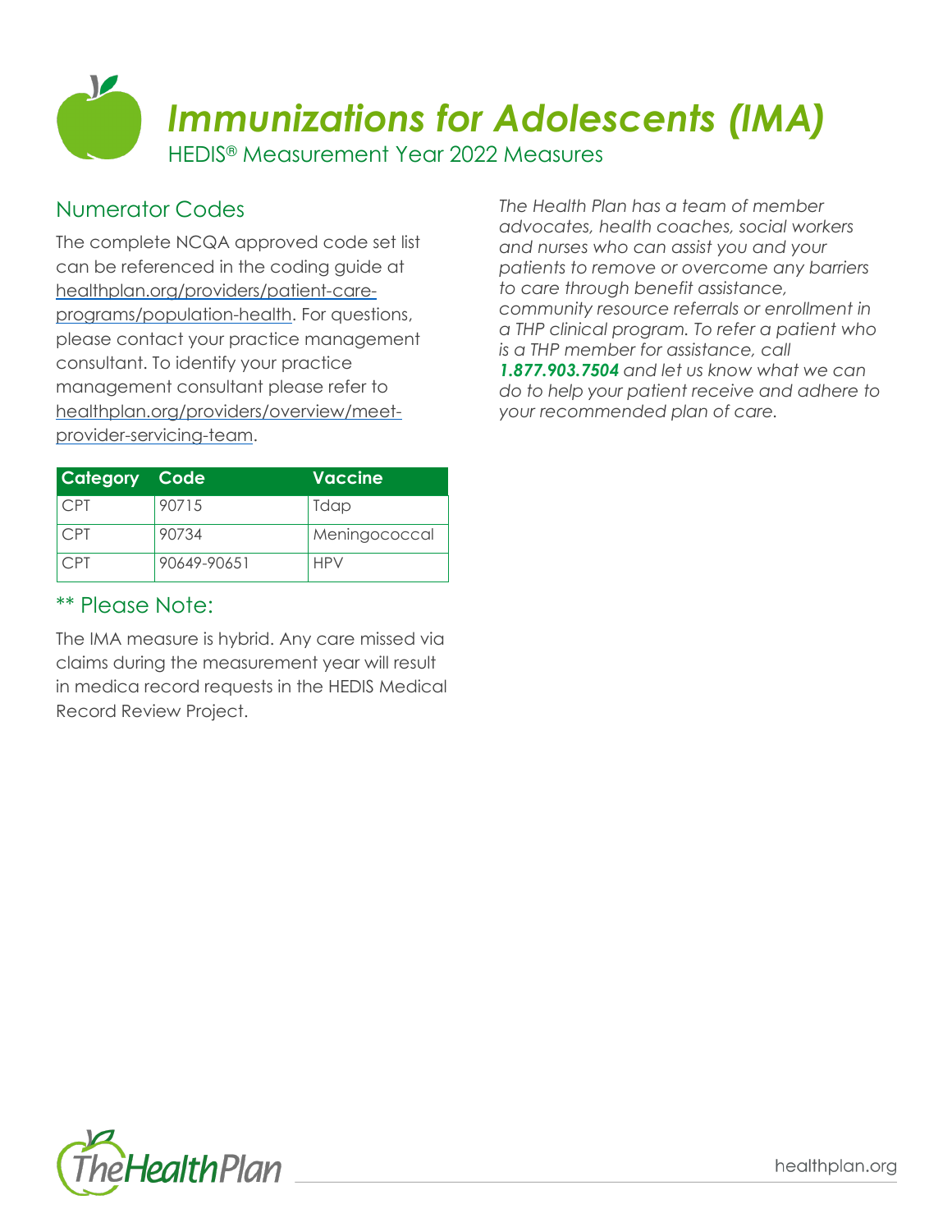# *Immunizations for Adolescents (IMA)*

HEDIS® Measurement Year 2022 Measures

## Numerator Codes

The complete NCQA approved code set list can be referenced in the coding guide at healthplan.org/providers/patient-care-programs/population-health. For questions, please contact your practice management consultant. To identify your practice management consultant please refer to healthplan.org/providers/overview/meet-provider-servicing-team.

| Category | Code | Vaccine |
|---|---|---|
| CPT | 90715 | Tdap |
| CPT | 90734 | Meningococcal |
| CPT | 90649-90651 | HPV |

## ** Please Note:

The IMA measure is hybrid. Any care missed via claims during the measurement year will result in medica record requests in the HEDIS Medical Record Review Project.

*The Health Plan has a team of member advocates, health coaches, social workers and nurses who can assist you and your patients to remove or overcome any barriers to care through benefit assistance, community resource referrals or enrollment in a THP clinical program. To refer a patient who is a THP member for assistance, call **1.877.903.7504** and let us know what we can do to help your patient receive and adhere to your recommended plan of care.*